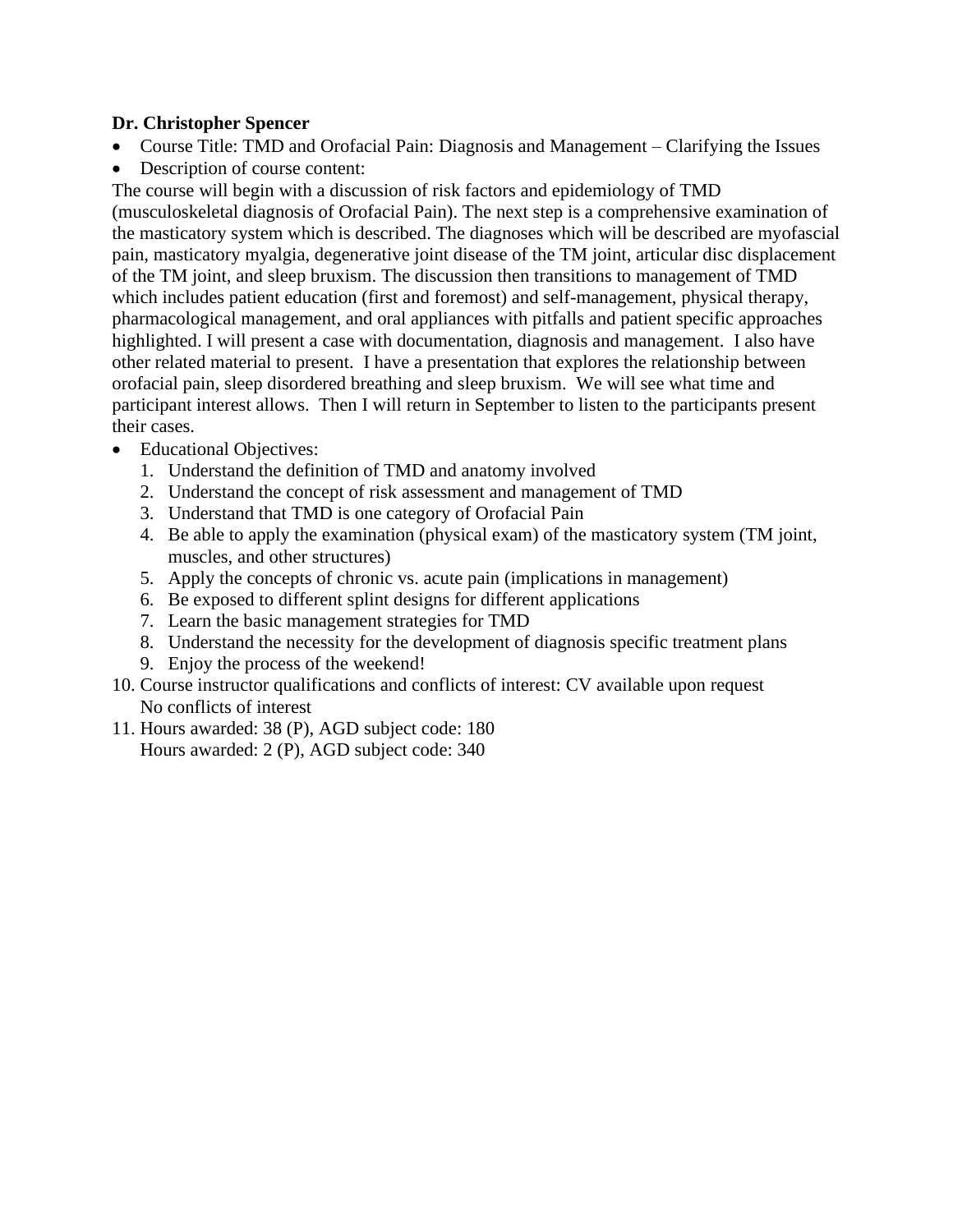**Dr. Christopher Spencer**

- Course Title: TMD and Orofacial Pain: Diagnosis and Management – Clarifying the Issues
- Description of course content:

The course will begin with a discussion of risk factors and epidemiology of TMD (musculoskeletal diagnosis of Orofacial Pain). The next step is a comprehensive examination of the masticatory system which is described. The diagnoses which will be described are myofascial pain, masticatory myalgia, degenerative joint disease of the TM joint, articular disc displacement of the TM joint, and sleep bruxism. The discussion then transitions to management of TMD which includes patient education (first and foremost) and self-management, physical therapy, pharmacological management, and oral appliances with pitfalls and patient specific approaches highlighted. I will present a case with documentation, diagnosis and management. I also have other related material to present. I have a presentation that explores the relationship between orofacial pain, sleep disordered breathing and sleep bruxism. We will see what time and participant interest allows. Then I will return in September to listen to the participants present their cases.

- Educational Objectives:
  1. Understand the definition of TMD and anatomy involved
  2. Understand the concept of risk assessment and management of TMD
  3. Understand that TMD is one category of Orofacial Pain
  4. Be able to apply the examination (physical exam) of the masticatory system (TM joint, muscles, and other structures)
  5. Apply the concepts of chronic vs. acute pain (implications in management)
  6. Be exposed to different splint designs for different applications
  7. Learn the basic management strategies for TMD
  8. Understand the necessity for the development of diagnosis specific treatment plans
  9. Enjoy the process of the weekend!

10. Course instructor qualifications and conflicts of interest: CV available upon request  
    No conflicts of interest
11. Hours awarded: 38 (P), AGD subject code: 180  
    Hours awarded: 2 (P), AGD subject code: 340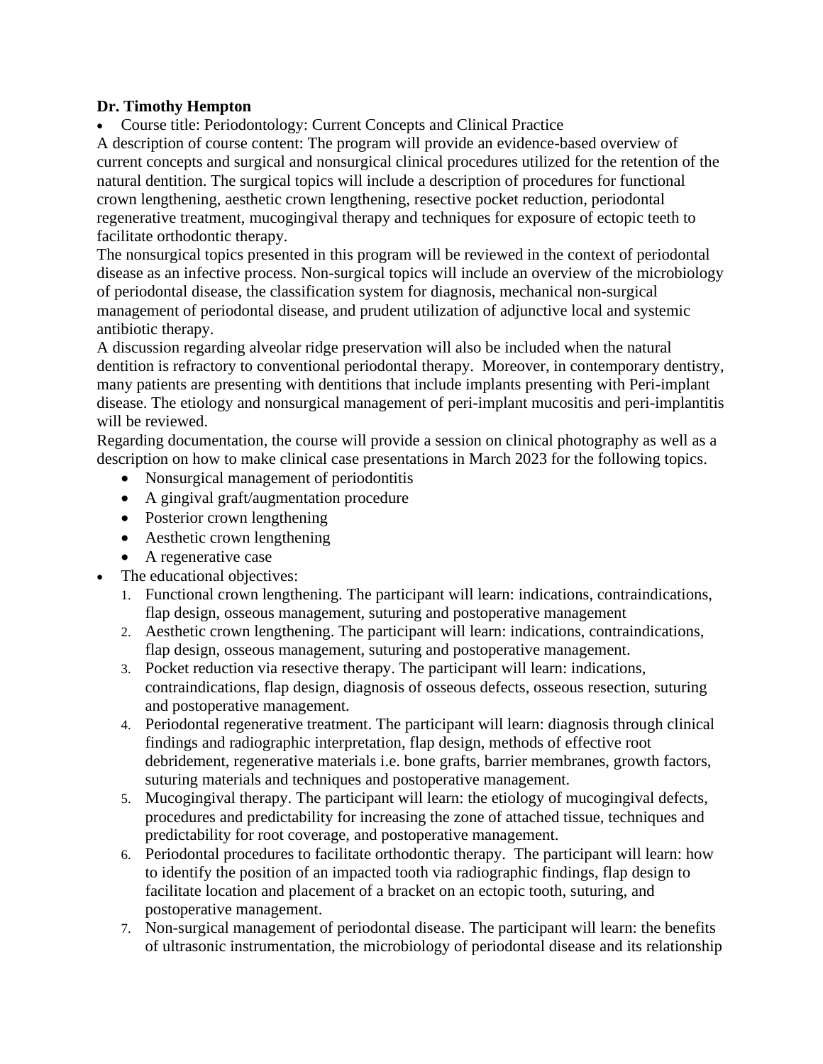**Dr. Timothy Hempton**

- Course title: Periodontology: Current Concepts and Clinical Practice

A description of course content: The program will provide an evidence-based overview of current concepts and surgical and nonsurgical clinical procedures utilized for the retention of the natural dentition. The surgical topics will include a description of procedures for functional crown lengthening, aesthetic crown lengthening, resective pocket reduction, periodontal regenerative treatment, mucogingival therapy and techniques for exposure of ectopic teeth to facilitate orthodontic therapy.

The nonsurgical topics presented in this program will be reviewed in the context of periodontal disease as an infective process. Non-surgical topics will include an overview of the microbiology of periodontal disease, the classification system for diagnosis, mechanical non-surgical management of periodontal disease, and prudent utilization of adjunctive local and systemic antibiotic therapy.

A discussion regarding alveolar ridge preservation will also be included when the natural dentition is refractory to conventional periodontal therapy. Moreover, in contemporary dentistry, many patients are presenting with dentitions that include implants presenting with Peri-implant disease. The etiology and nonsurgical management of peri-implant mucositis and peri-implantitis will be reviewed.

Regarding documentation, the course will provide a session on clinical photography as well as a description on how to make clinical case presentations in March 2023 for the following topics.

- Nonsurgical management of periodontitis
- A gingival graft/augmentation procedure
- Posterior crown lengthening
- Aesthetic crown lengthening
- A regenerative case

- The educational objectives:
  1. Functional crown lengthening. The participant will learn: indications, contraindications, flap design, osseous management, suturing and postoperative management
  2. Aesthetic crown lengthening. The participant will learn: indications, contraindications, flap design, osseous management, suturing and postoperative management.
  3. Pocket reduction via resective therapy. The participant will learn: indications, contraindications, flap design, diagnosis of osseous defects, osseous resection, suturing and postoperative management.
  4. Periodontal regenerative treatment. The participant will learn: diagnosis through clinical findings and radiographic interpretation, flap design, methods of effective root debridement, regenerative materials i.e. bone grafts, barrier membranes, growth factors, suturing materials and techniques and postoperative management.
  5. Mucogingival therapy. The participant will learn: the etiology of mucogingival defects, procedures and predictability for increasing the zone of attached tissue, techniques and predictability for root coverage, and postoperative management.
  6. Periodontal procedures to facilitate orthodontic therapy. The participant will learn: how to identify the position of an impacted tooth via radiographic findings, flap design to facilitate location and placement of a bracket on an ectopic tooth, suturing, and postoperative management.
  7. Non-surgical management of periodontal disease. The participant will learn: the benefits of ultrasonic instrumentation, the microbiology of periodontal disease and its relationship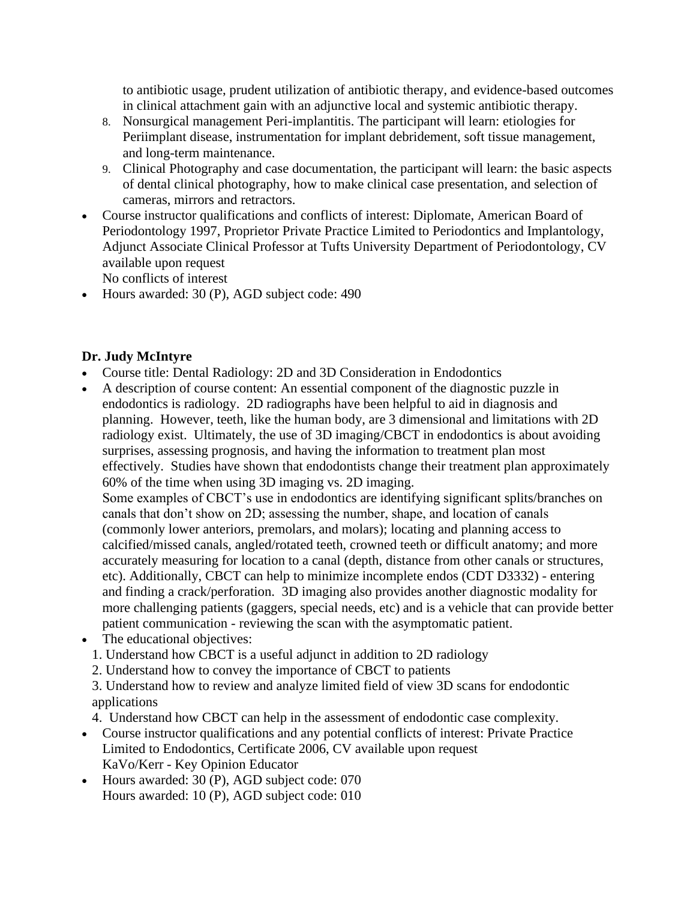to antibiotic usage, prudent utilization of antibiotic therapy, and evidence-based outcomes in clinical attachment gain with an adjunctive local and systemic antibiotic therapy.

8. Nonsurgical management Peri-implantitis. The participant will learn: etiologies for Periimplant disease, instrumentation for implant debridement, soft tissue management, and long-term maintenance.
9. Clinical Photography and case documentation, the participant will learn: the basic aspects of dental clinical photography, how to make clinical case presentation, and selection of cameras, mirrors and retractors.

- Course instructor qualifications and conflicts of interest: Diplomate, American Board of Periodontology 1997, Proprietor Private Practice Limited to Periodontics and Implantology, Adjunct Associate Clinical Professor at Tufts University Department of Periodontology, CV available upon request
  No conflicts of interest
- Hours awarded: 30 (P), AGD subject code: 490

**Dr. Judy McIntyre**

- Course title: Dental Radiology: 2D and 3D Consideration in Endodontics
- A description of course content: An essential component of the diagnostic puzzle in endodontics is radiology. 2D radiographs have been helpful to aid in diagnosis and planning. However, teeth, like the human body, are 3 dimensional and limitations with 2D radiology exist. Ultimately, the use of 3D imaging/CBCT in endodontics is about avoiding surprises, assessing prognosis, and having the information to treatment plan most effectively. Studies have shown that endodontists change their treatment plan approximately 60% of the time when using 3D imaging vs. 2D imaging.
  Some examples of CBCT's use in endodontics are identifying significant splits/branches on canals that don't show on 2D; assessing the number, shape, and location of canals (commonly lower anteriors, premolars, and molars); locating and planning access to calcified/missed canals, angled/rotated teeth, crowned teeth or difficult anatomy; and more accurately measuring for location to a canal (depth, distance from other canals or structures, etc). Additionally, CBCT can help to minimize incomplete endos (CDT D3332) - entering and finding a crack/perforation. 3D imaging also provides another diagnostic modality for more challenging patients (gaggers, special needs, etc) and is a vehicle that can provide better patient communication - reviewing the scan with the asymptomatic patient.
- The educational objectives:
  1. Understand how CBCT is a useful adjunct in addition to 2D radiology
  2. Understand how to convey the importance of CBCT to patients
  3. Understand how to review and analyze limited field of view 3D scans for endodontic applications
  4. Understand how CBCT can help in the assessment of endodontic case complexity.
- Course instructor qualifications and any potential conflicts of interest: Private Practice Limited to Endodontics, Certificate 2006, CV available upon request
  KaVo/Kerr - Key Opinion Educator
- Hours awarded: 30 (P), AGD subject code: 070
  Hours awarded: 10 (P), AGD subject code: 010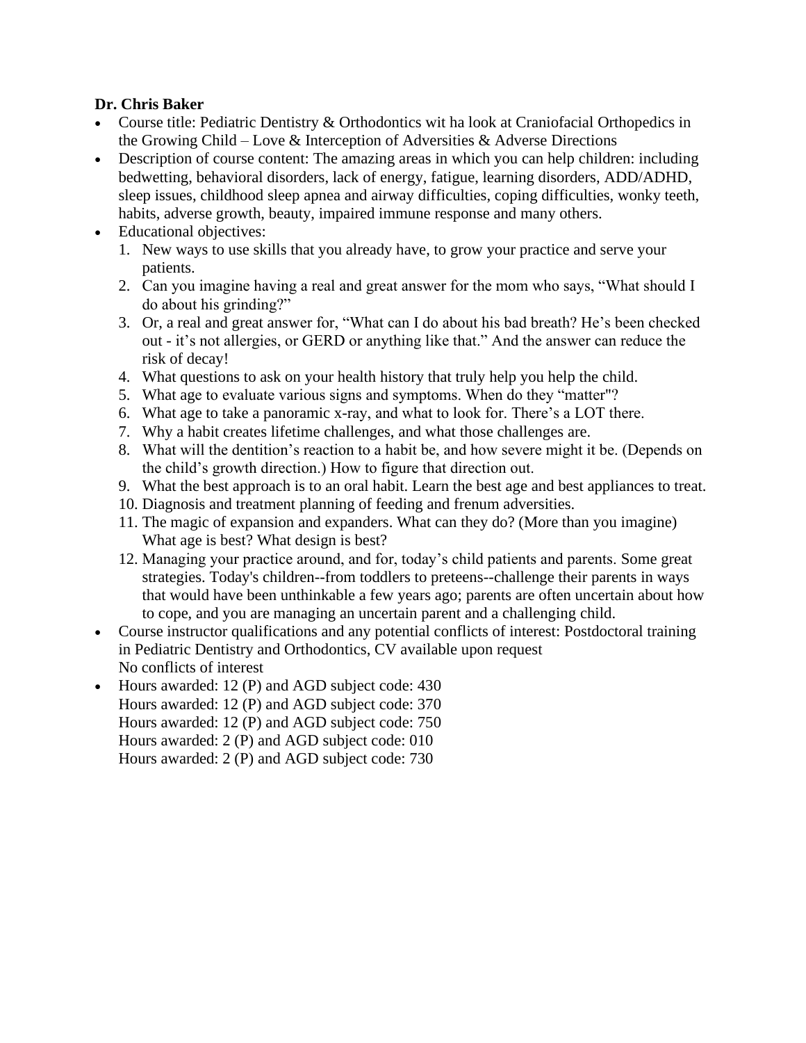**Dr. Chris Baker**

- Course title: Pediatric Dentistry & Orthodontics wit ha look at Craniofacial Orthopedics in the Growing Child – Love & Interception of Adversities & Adverse Directions
- Description of course content: The amazing areas in which you can help children: including bedwetting, behavioral disorders, lack of energy, fatigue, learning disorders, ADD/ADHD, sleep issues, childhood sleep apnea and airway difficulties, coping difficulties, wonky teeth, habits, adverse growth, beauty, impaired immune response and many others.
- Educational objectives:
  1. New ways to use skills that you already have, to grow your practice and serve your patients.
  2. Can you imagine having a real and great answer for the mom who says, "What should I do about his grinding?"
  3. Or, a real and great answer for, "What can I do about his bad breath? He's been checked out - it's not allergies, or GERD or anything like that." And the answer can reduce the risk of decay!
  4. What questions to ask on your health history that truly help you help the child.
  5. What age to evaluate various signs and symptoms. When do they "matter"?
  6. What age to take a panoramic x-ray, and what to look for. There's a LOT there.
  7. Why a habit creates lifetime challenges, and what those challenges are.
  8. What will the dentition's reaction to a habit be, and how severe might it be. (Depends on the child's growth direction.) How to figure that direction out.
  9. What the best approach is to an oral habit. Learn the best age and best appliances to treat.
  10. Diagnosis and treatment planning of feeding and frenum adversities.
  11. The magic of expansion and expanders. What can they do? (More than you imagine) What age is best? What design is best?
  12. Managing your practice around, and for, today's child patients and parents. Some great strategies. Today's children--from toddlers to preteens--challenge their parents in ways that would have been unthinkable a few years ago; parents are often uncertain about how to cope, and you are managing an uncertain parent and a challenging child.
- Course instructor qualifications and any potential conflicts of interest: Postdoctoral training in Pediatric Dentistry and Orthodontics, CV available upon request
  No conflicts of interest
- Hours awarded: 12 (P) and AGD subject code: 430
  Hours awarded: 12 (P) and AGD subject code: 370
  Hours awarded: 12 (P) and AGD subject code: 750
  Hours awarded: 2 (P) and AGD subject code: 010
  Hours awarded: 2 (P) and AGD subject code: 730